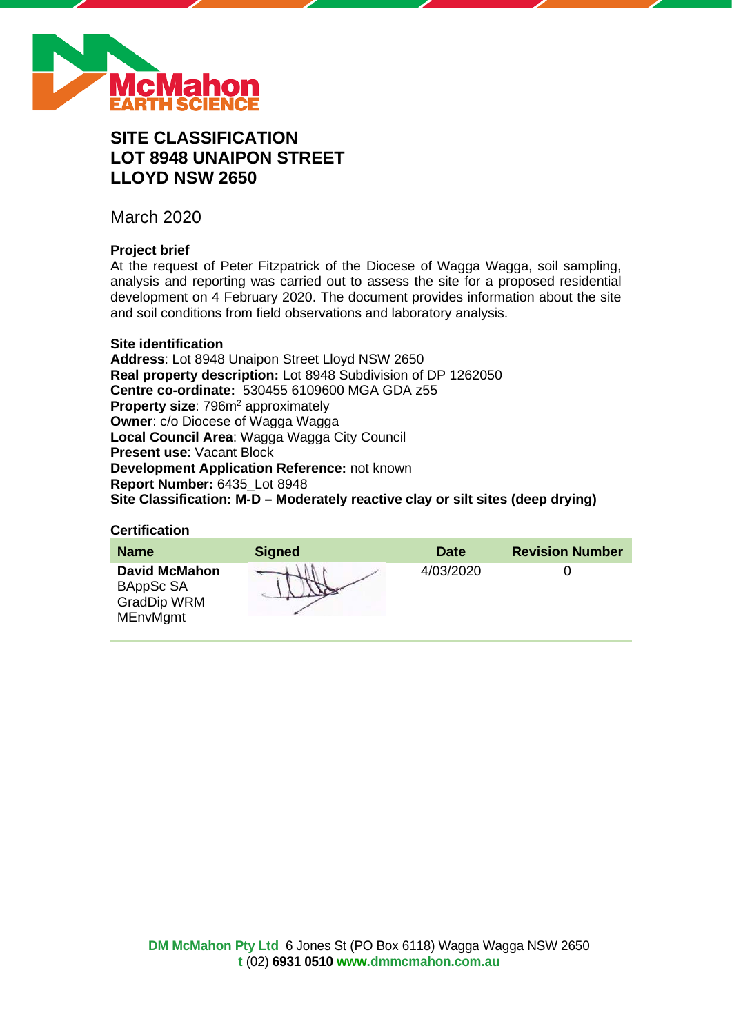# SITE CLASSIFICATION
# LOT 8948 UNAIPON STREET
# LLOYD NSW 2650

March 2020

### Project brief

At the request of Peter Fitzpatrick of the Diocese of Wagga Wagga, soil sampling, analysis and reporting was carried out to assess the site for a proposed residential development on 4 February 2020. The document provides information about the site and soil conditions from field observations and laboratory analysis.

### Site identification

**Address**: Lot 8948 Unaipon Street Lloyd NSW 2650
**Real property description:** Lot 8948 Subdivision of DP 1262050
**Centre co-ordinate:** 530455 6109600 MGA GDA z55
**Property size**: 796m$^2$ approximately
**Owner**: c/o Diocese of Wagga Wagga
**Local Council Area**: Wagga Wagga City Council
**Present use**: Vacant Block
**Development Application Reference:** not known
**Report Number:** 6435_Lot 8948
**Site Classification: M-D – Moderately reactive clay or silt sites (deep drying)**

### Certification

| Name | Signed | Date | Revision Number |
|---|---|---|---|
| **David McMahon** BAppSc SA GradDip WRM MEnvMgmt | | 4/03/2020 | 0 |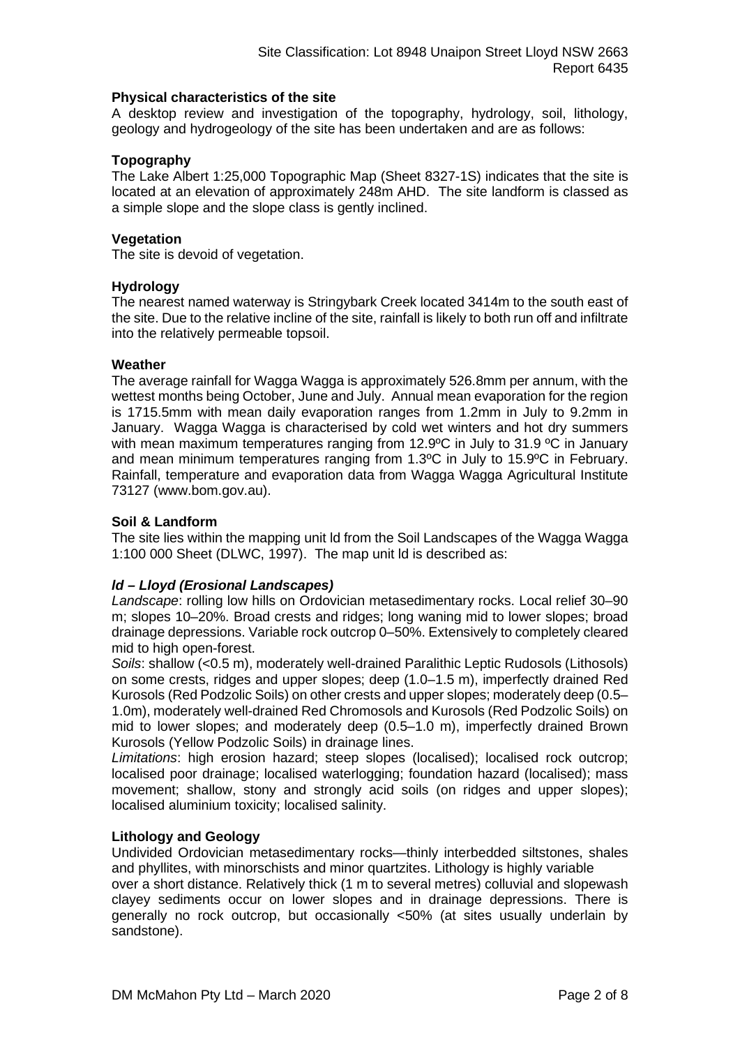### Physical characteristics of the site

A desktop review and investigation of the topography, hydrology, soil, lithology, geology and hydrogeology of the site has been undertaken and are as follows:

### Topography

The Lake Albert 1:25,000 Topographic Map (Sheet 8327-1S) indicates that the site is located at an elevation of approximately 248m AHD. The site landform is classed as a simple slope and the slope class is gently inclined.

### Vegetation

The site is devoid of vegetation.

### Hydrology

The nearest named waterway is Stringybark Creek located 3414m to the south east of the site. Due to the relative incline of the site, rainfall is likely to both run off and infiltrate into the relatively permeable topsoil.

### Weather

The average rainfall for Wagga Wagga is approximately 526.8mm per annum, with the wettest months being October, June and July. Annual mean evaporation for the region is 1715.5mm with mean daily evaporation ranges from 1.2mm in July to 9.2mm in January. Wagga Wagga is characterised by cold wet winters and hot dry summers with mean maximum temperatures ranging from 12.9ºC in July to 31.9 ºC in January and mean minimum temperatures ranging from 1.3ºC in July to 15.9ºC in February. Rainfall, temperature and evaporation data from Wagga Wagga Agricultural Institute 73127 (www.bom.gov.au).

### Soil & Landform

The site lies within the mapping unit ld from the Soil Landscapes of the Wagga Wagga 1:100 000 Sheet (DLWC, 1997). The map unit ld is described as:

#### *ld – Lloyd (Erosional Landscapes)*

*Landscape*: rolling low hills on Ordovician metasedimentary rocks. Local relief 30–90 m; slopes 10–20%. Broad crests and ridges; long waning mid to lower slopes; broad drainage depressions. Variable rock outcrop 0–50%. Extensively to completely cleared mid to high open-forest.

*Soils*: shallow (<0.5 m), moderately well-drained Paralithic Leptic Rudosols (Lithosols) on some crests, ridges and upper slopes; deep (1.0–1.5 m), imperfectly drained Red Kurosols (Red Podzolic Soils) on other crests and upper slopes; moderately deep (0.5–1.0m), moderately well-drained Red Chromosols and Kurosols (Red Podzolic Soils) on mid to lower slopes; and moderately deep (0.5–1.0 m), imperfectly drained Brown Kurosols (Yellow Podzolic Soils) in drainage lines.

*Limitations*: high erosion hazard; steep slopes (localised); localised rock outcrop; localised poor drainage; localised waterlogging; foundation hazard (localised); mass movement; shallow, stony and strongly acid soils (on ridges and upper slopes); localised aluminium toxicity; localised salinity.

### Lithology and Geology

Undivided Ordovician metasedimentary rocks—thinly interbedded siltstones, shales and phyllites, with minorschists and minor quartzites. Lithology is highly variable over a short distance. Relatively thick (1 m to several metres) colluvial and slopewash clayey sediments occur on lower slopes and in drainage depressions. There is generally no rock outcrop, but occasionally <50% (at sites usually underlain by sandstone).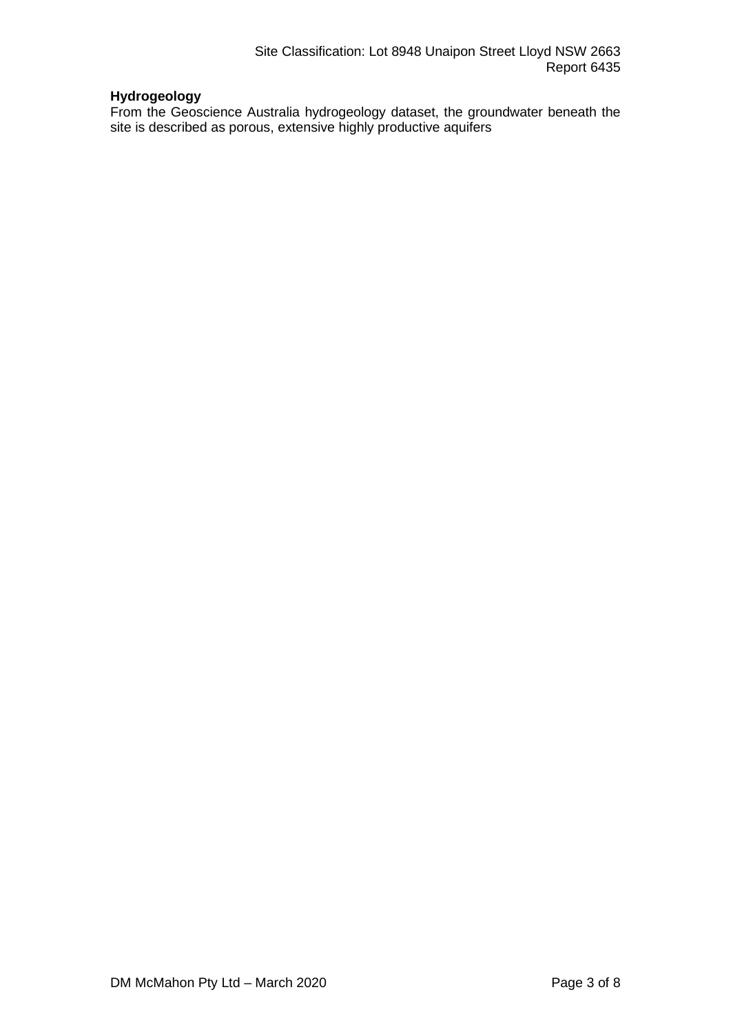**Hydrogeology**

From the Geoscience Australia hydrogeology dataset, the groundwater beneath the site is described as porous, extensive highly productive aquifers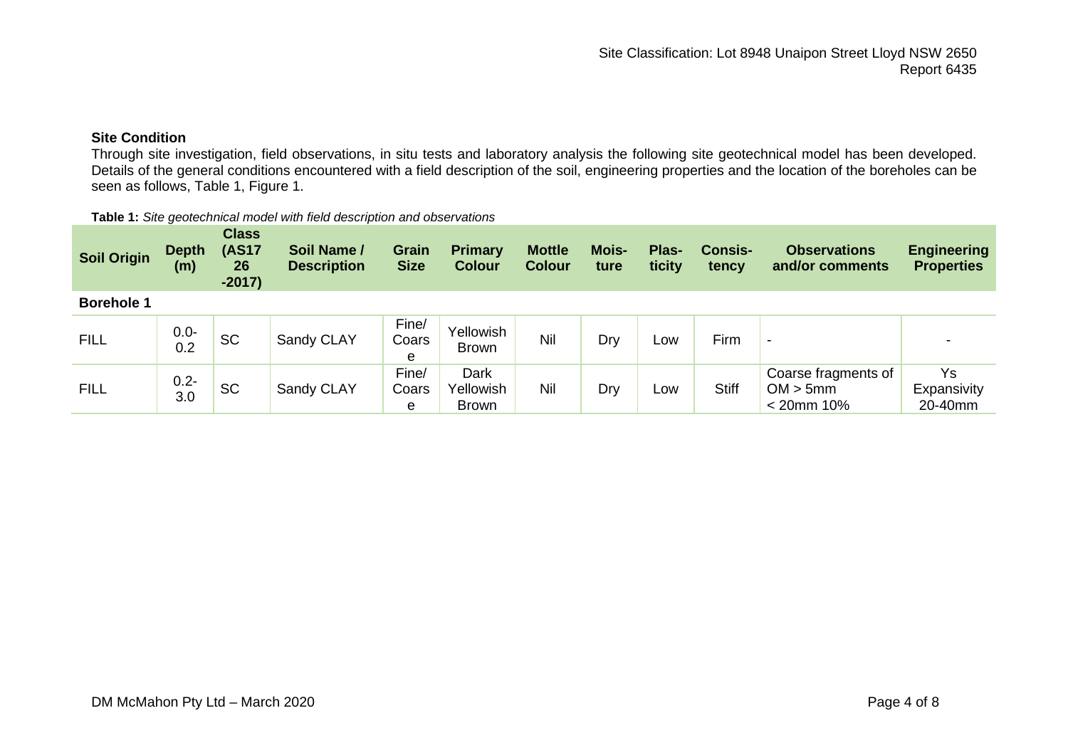**Site Condition**

Through site investigation, field observations, in situ tests and laboratory analysis the following site geotechnical model has been developed. Details of the general conditions encountered with a field description of the soil, engineering properties and the location of the boreholes can be seen as follows, Table 1, Figure 1.

**Table 1:** *Site geotechnical model with field description and observations*

| Soil Origin | Depth (m) | Class (AS1726-2017) | Soil Name / Description | Grain Size | Primary Colour | Mottle Colour | Moisture | Plasticity | Consistency | Observations and/or comments | Engineering Properties |
|---|---|---|---|---|---|---|---|---|---|---|---|
| **Borehole 1** | | | | | | | | | | | |
| FILL | 0.0-0.2 | SC | Sandy CLAY | Fine/Coarse | Yellowish Brown | Nil | Dry | Low | Firm | - | - |
| FILL | 0.2-3.0 | SC | Sandy CLAY | Fine/Coarse | Dark Yellowish Brown | Nil | Dry | Low | Stiff | Coarse fragments of OM > 5mm < 20mm 10% | Ys Expansivity 20-40mm |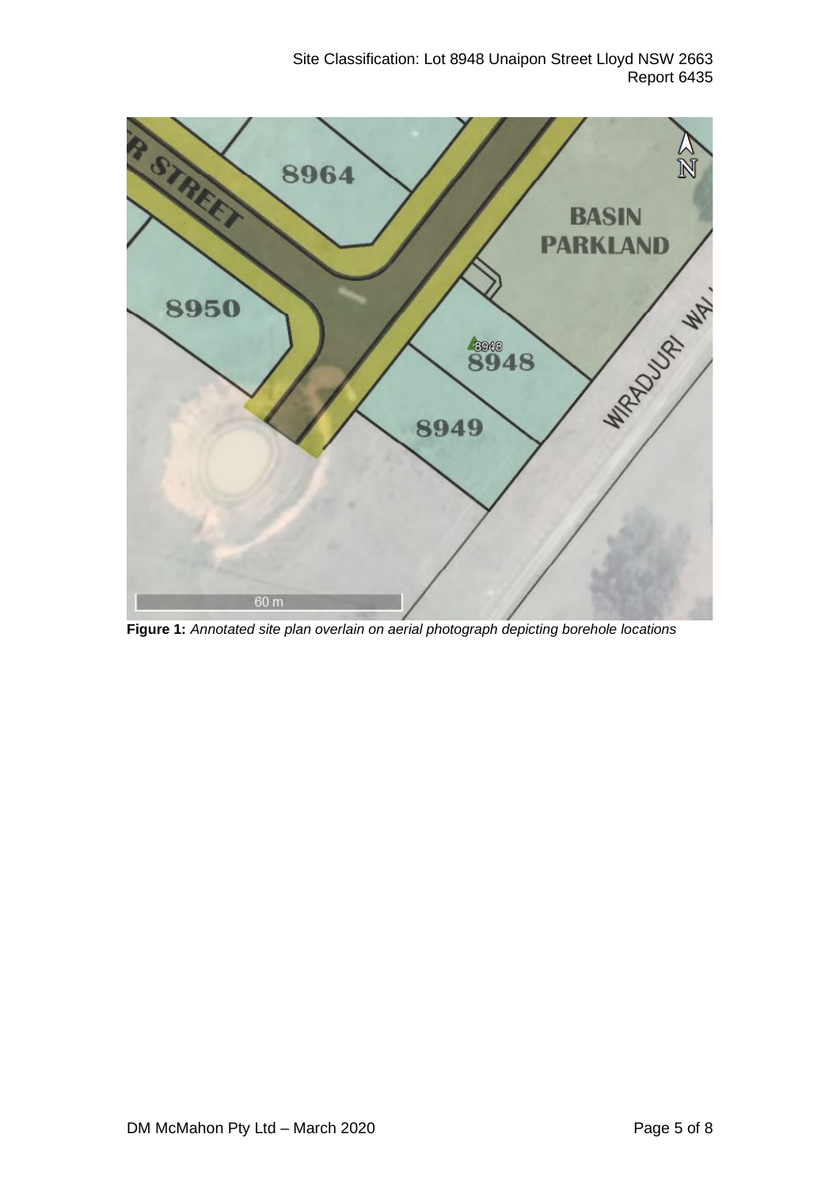**Figure 1:** *Annotated site plan overlain on aerial photograph depicting borehole locations*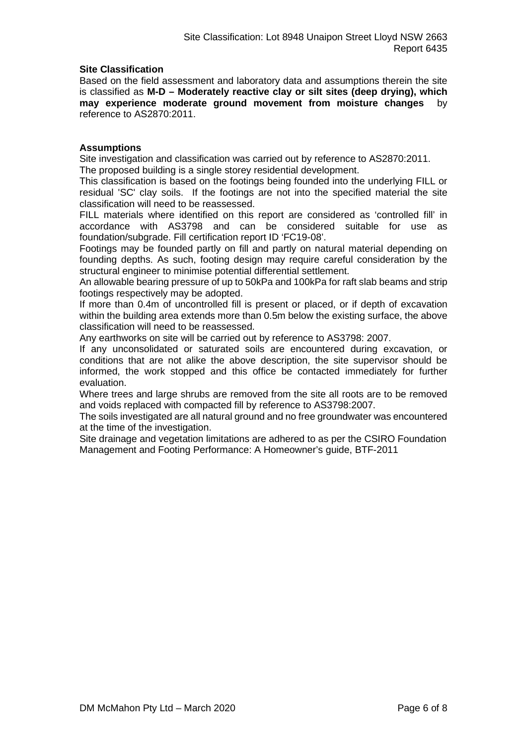### Site Classification

Based on the field assessment and laboratory data and assumptions therein the site is classified as **M-D – Moderately reactive clay or silt sites (deep drying), which may experience moderate ground movement from moisture changes** by reference to AS2870:2011.

### Assumptions

Site investigation and classification was carried out by reference to AS2870:2011.

The proposed building is a single storey residential development.

This classification is based on the footings being founded into the underlying FILL or residual 'SC' clay soils. If the footings are not into the specified material the site classification will need to be reassessed.

FILL materials where identified on this report are considered as 'controlled fill' in accordance with AS3798 and can be considered suitable for use as foundation/subgrade. Fill certification report ID 'FC19-08'.

Footings may be founded partly on fill and partly on natural material depending on founding depths. As such, footing design may require careful consideration by the structural engineer to minimise potential differential settlement.

An allowable bearing pressure of up to 50kPa and 100kPa for raft slab beams and strip footings respectively may be adopted.

If more than 0.4m of uncontrolled fill is present or placed, or if depth of excavation within the building area extends more than 0.5m below the existing surface, the above classification will need to be reassessed.

Any earthworks on site will be carried out by reference to AS3798: 2007.

If any unconsolidated or saturated soils are encountered during excavation, or conditions that are not alike the above description, the site supervisor should be informed, the work stopped and this office be contacted immediately for further evaluation.

Where trees and large shrubs are removed from the site all roots are to be removed and voids replaced with compacted fill by reference to AS3798:2007.

The soils investigated are all natural ground and no free groundwater was encountered at the time of the investigation.

Site drainage and vegetation limitations are adhered to as per the CSIRO Foundation Management and Footing Performance: A Homeowner's guide, BTF-2011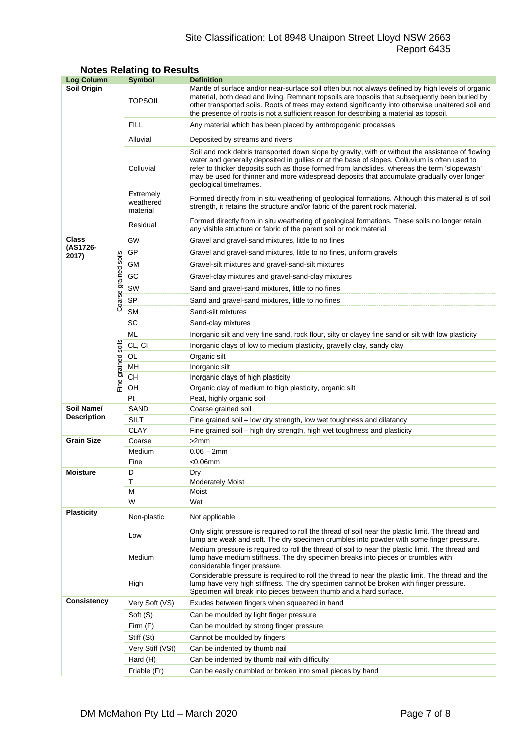## Notes Relating to Results

| Log Column | | Symbol | Definition |
|---|---|---|---|
| **Soil Origin** | | TOPSOIL | Mantle of surface and/or near-surface soil often but not always defined by high levels of organic material, both dead and living. Remnant topsoils are topsoils that subsequently been buried by other transported soils. Roots of trees may extend significantly into otherwise unaltered soil and the presence of roots is not a sufficient reason for describing a material as topsoil. |
| | | FILL | Any material which has been placed by anthropogenic processes |
| | | Alluvial | Deposited by streams and rivers |
| | | Colluvial | Soil and rock debris transported down slope by gravity, with or without the assistance of flowing water and generally deposited in gullies or at the base of slopes. Colluvium is often used to refer to thicker deposits such as those formed from landslides, whereas the term 'slopewash' may be used for thinner and more widespread deposits that accumulate gradually over longer geological timeframes. |
| | | Extremely weathered material | Formed directly from in situ weathering of geological formations. Although this material is of soil strength, it retains the structure and/or fabric of the parent rock material. |
| | | Residual | Formed directly from in situ weathering of geological formations. These soils no longer retain any visible structure or fabric of the parent soil or rock material |
| **Class (AS1726-2017)** | Coarse grained soils | GW | Gravel and gravel-sand mixtures, little to no fines |
| | | GP | Gravel and gravel-sand mixtures, little to no fines, uniform gravels |
| | | GM | Gravel-silt mixtures and gravel-sand-silt mixtures |
| | | GC | Gravel-clay mixtures and gravel-sand-clay mixtures |
| | | SW | Sand and gravel-sand mixtures, little to no fines |
| | | SP | Sand and gravel-sand mixtures, little to no fines |
| | | SM | Sand-silt mixtures |
| | | SC | Sand-clay mixtures |
| | Fine grained soils | ML | Inorganic silt and very fine sand, rock flour, silty or clayey fine sand or silt with low plasticity |
| | | CL, CI | Inorganic clays of low to medium plasticity, gravelly clay, sandy clay |
| | | OL | Organic silt |
| | | MH | Inorganic silt |
| | | CH | Inorganic clays of high plasticity |
| | | OH | Organic clay of medium to high plasticity, organic silt |
| | | Pt | Peat, highly organic soil |
| **Soil Name/ Description** | | SAND | Coarse grained soil |
| | | SILT | Fine grained soil – low dry strength, low wet toughness and dilatancy |
| | | CLAY | Fine grained soil – high dry strength, high wet toughness and plasticity |
| **Grain Size** | | Coarse | >2mm |
| | | Medium | 0.06 – 2mm |
| | | Fine | <0.06mm |
| **Moisture** | | D | Dry |
| | | T | Moderately Moist |
| | | M | Moist |
| | | W | Wet |
| **Plasticity** | | Non-plastic | Not applicable |
| | | Low | Only slight pressure is required to roll the thread of soil near the plastic limit. The thread and lump are weak and soft. The dry specimen crumbles into powder with some finger pressure. |
| | | Medium | Medium pressure is required to roll the thread of soil to near the plastic limit. The thread and lump have medium stiffness. The dry specimen breaks into pieces or crumbles with considerable finger pressure. |
| | | High | Considerable pressure is required to roll the thread to near the plastic limit. The thread and the lump have very high stiffness. The dry specimen cannot be broken with finger pressure. Specimen will break into pieces between thumb and a hard surface. |
| **Consistency** | | Very Soft (VS) | Exudes between fingers when squeezed in hand |
| | | Soft (S) | Can be moulded by light finger pressure |
| | | Firm (F) | Can be moulded by strong finger pressure |
| | | Stiff (St) | Cannot be moulded by fingers |
| | | Very Stiff (VSt) | Can be indented by thumb nail |
| | | Hard (H) | Can be indented by thumb nail with difficulty |
| | | Friable (Fr) | Can be easily crumbled or broken into small pieces by hand |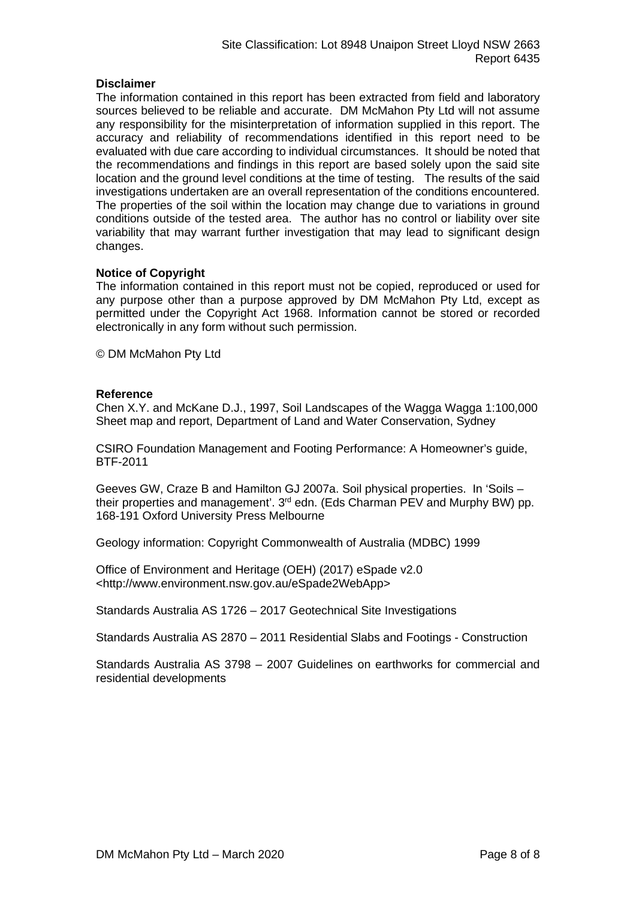**Disclaimer**

The information contained in this report has been extracted from field and laboratory sources believed to be reliable and accurate. DM McMahon Pty Ltd will not assume any responsibility for the misinterpretation of information supplied in this report. The accuracy and reliability of recommendations identified in this report need to be evaluated with due care according to individual circumstances. It should be noted that the recommendations and findings in this report are based solely upon the said site location and the ground level conditions at the time of testing. The results of the said investigations undertaken are an overall representation of the conditions encountered. The properties of the soil within the location may change due to variations in ground conditions outside of the tested area. The author has no control or liability over site variability that may warrant further investigation that may lead to significant design changes.

**Notice of Copyright**

The information contained in this report must not be copied, reproduced or used for any purpose other than a purpose approved by DM McMahon Pty Ltd, except as permitted under the Copyright Act 1968. Information cannot be stored or recorded electronically in any form without such permission.

© DM McMahon Pty Ltd

**Reference**

Chen X.Y. and McKane D.J., 1997, Soil Landscapes of the Wagga Wagga 1:100,000 Sheet map and report, Department of Land and Water Conservation, Sydney

CSIRO Foundation Management and Footing Performance: A Homeowner's guide, BTF-2011

Geeves GW, Craze B and Hamilton GJ 2007a. Soil physical properties. In 'Soils – their properties and management'. 3rd edn. (Eds Charman PEV and Murphy BW) pp. 168-191 Oxford University Press Melbourne

Geology information: Copyright Commonwealth of Australia (MDBC) 1999

Office of Environment and Heritage (OEH) (2017) eSpade v2.0 <http://www.environment.nsw.gov.au/eSpade2WebApp>

Standards Australia AS 1726 – 2017 Geotechnical Site Investigations

Standards Australia AS 2870 – 2011 Residential Slabs and Footings - Construction

Standards Australia AS 3798 – 2007 Guidelines on earthworks for commercial and residential developments